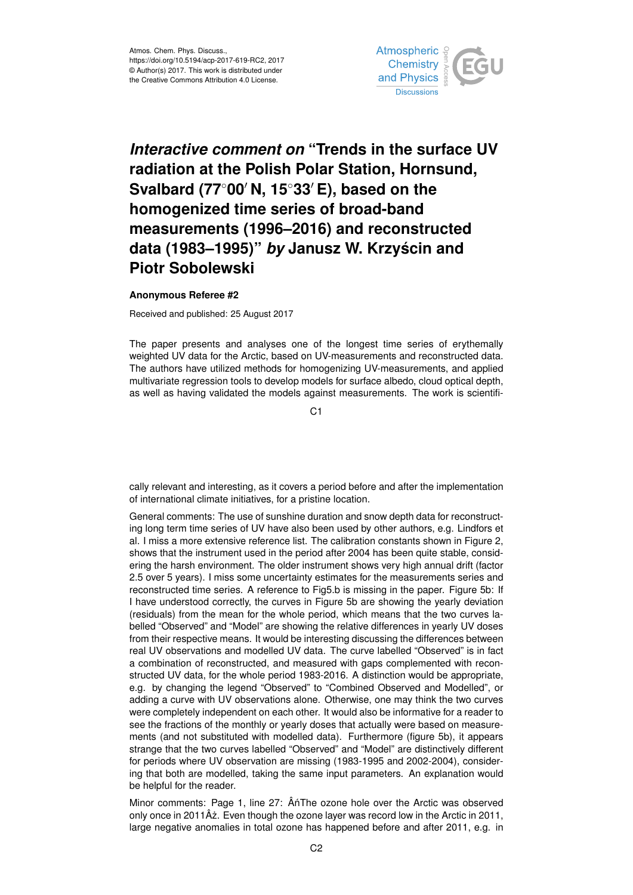Atmos. Chem. Phys. Discuss.,
https://doi.org/10.5194/acp-2017-619-RC2, 2017
© Author(s) 2017. This work is distributed under
the Creative Commons Attribution 4.0 License.

# *Interactive comment on* "Trends in the surface UV radiation at the Polish Polar Station, Hornsund, Svalbard (77°00′ N, 15°33′ E), based on the homogenized time series of broad-band measurements (1996–2016) and reconstructed data (1983–1995)" *by* Janusz W. Krzyścin and Piotr Sobolewski

**Anonymous Referee #2**

Received and published: 25 August 2017

The paper presents and analyses one of the longest time series of erythemally weighted UV data for the Arctic, based on UV-measurements and reconstructed data. The authors have utilized methods for homogenizing UV-measurements, and applied multivariate regression tools to develop models for surface albedo, cloud optical depth, as well as having validated the models against measurements. The work is scientifically relevant and interesting, as it covers a period before and after the implementation of international climate initiatives, for a pristine location.

General comments: The use of sunshine duration and snow depth data for reconstructing long term time series of UV have also been used by other authors, e.g. Lindfors et al. I miss a more extensive reference list. The calibration constants shown in Figure 2, shows that the instrument used in the period after 2004 has been quite stable, considering the harsh environment. The older instrument shows very high annual drift (factor 2.5 over 5 years). I miss some uncertainty estimates for the measurements series and reconstructed time series. A reference to Fig5.b is missing in the paper. Figure 5b: If I have understood correctly, the curves in Figure 5b are showing the yearly deviation (residuals) from the mean for the whole period, which means that the two curves labelled "Observed" and "Model" are showing the relative differences in yearly UV doses from their respective means. It would be interesting discussing the differences between real UV observations and modelled UV data. The curve labelled "Observed" is in fact a combination of reconstructed, and measured with gaps complemented with reconstructed UV data, for the whole period 1983-2016. A distinction would be appropriate, e.g. by changing the legend "Observed" to "Combined Observed and Modelled", or adding a curve with UV observations alone. Otherwise, one may think the two curves were completely independent on each other. It would also be informative for a reader to see the fractions of the monthly or yearly doses that actually were based on measurements (and not substituted with modelled data). Furthermore (figure 5b), it appears strange that the two curves labelled "Observed" and "Model" are distinctively different for periods where UV observation are missing (1983-1995 and 2002-2004), considering that both are modelled, taking the same input parameters. An explanation would be helpful for the reader.

Minor comments: Page 1, line 27: ÂńThe ozone hole over the Arctic was observed only once in 2011Âż. Even though the ozone layer was record low in the Arctic in 2011, large negative anomalies in total ozone has happened before and after 2011, e.g. in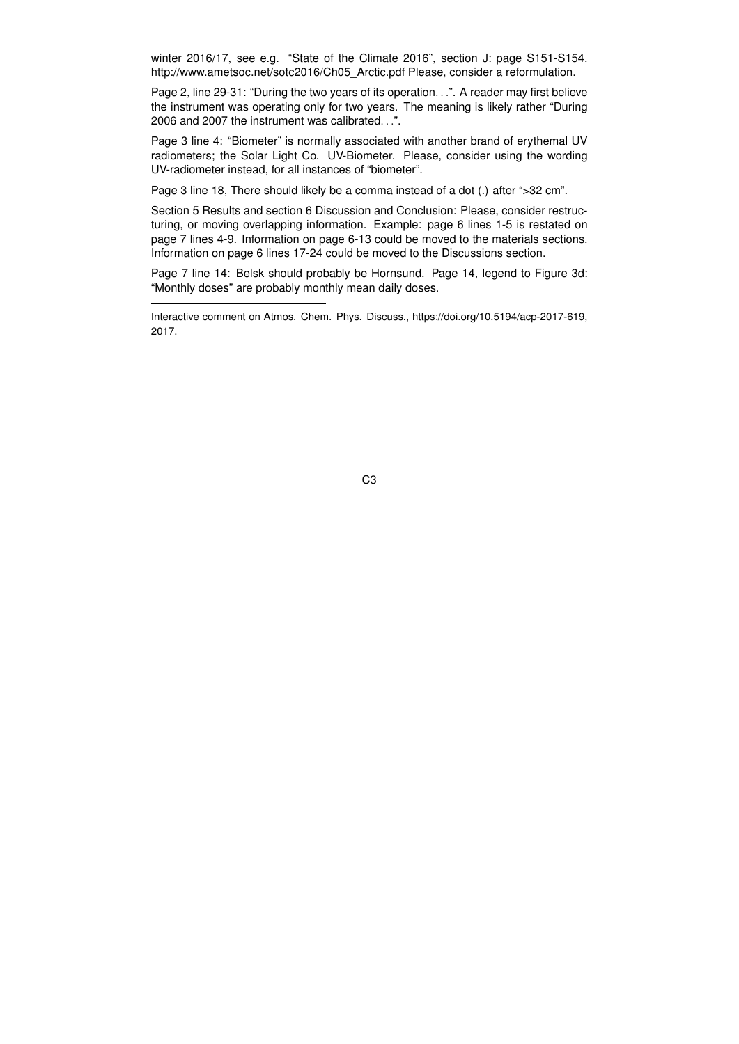winter 2016/17, see e.g. "State of the Climate 2016", section J: page S151-S154. http://www.ametsoc.net/sotc2016/Ch05_Arctic.pdf Please, consider a reformulation.

Page 2, line 29-31: "During the two years of its operation…". A reader may first believe the instrument was operating only for two years. The meaning is likely rather "During 2006 and 2007 the instrument was calibrated…".

Page 3 line 4: "Biometer" is normally associated with another brand of erythemal UV radiometers; the Solar Light Co. UV-Biometer. Please, consider using the wording UV-radiometer instead, for all instances of "biometer".

Page 3 line 18, There should likely be a comma instead of a dot (.) after ">32 cm".

Section 5 Results and section 6 Discussion and Conclusion: Please, consider restructuring, or moving overlapping information. Example: page 6 lines 1-5 is restated on page 7 lines 4-9. Information on page 6-13 could be moved to the materials sections. Information on page 6 lines 17-24 could be moved to the Discussions section.

Page 7 line 14: Belsk should probably be Hornsund. Page 14, legend to Figure 3d: "Monthly doses" are probably monthly mean daily doses.

---

Interactive comment on Atmos. Chem. Phys. Discuss., https://doi.org/10.5194/acp-2017-619, 2017.